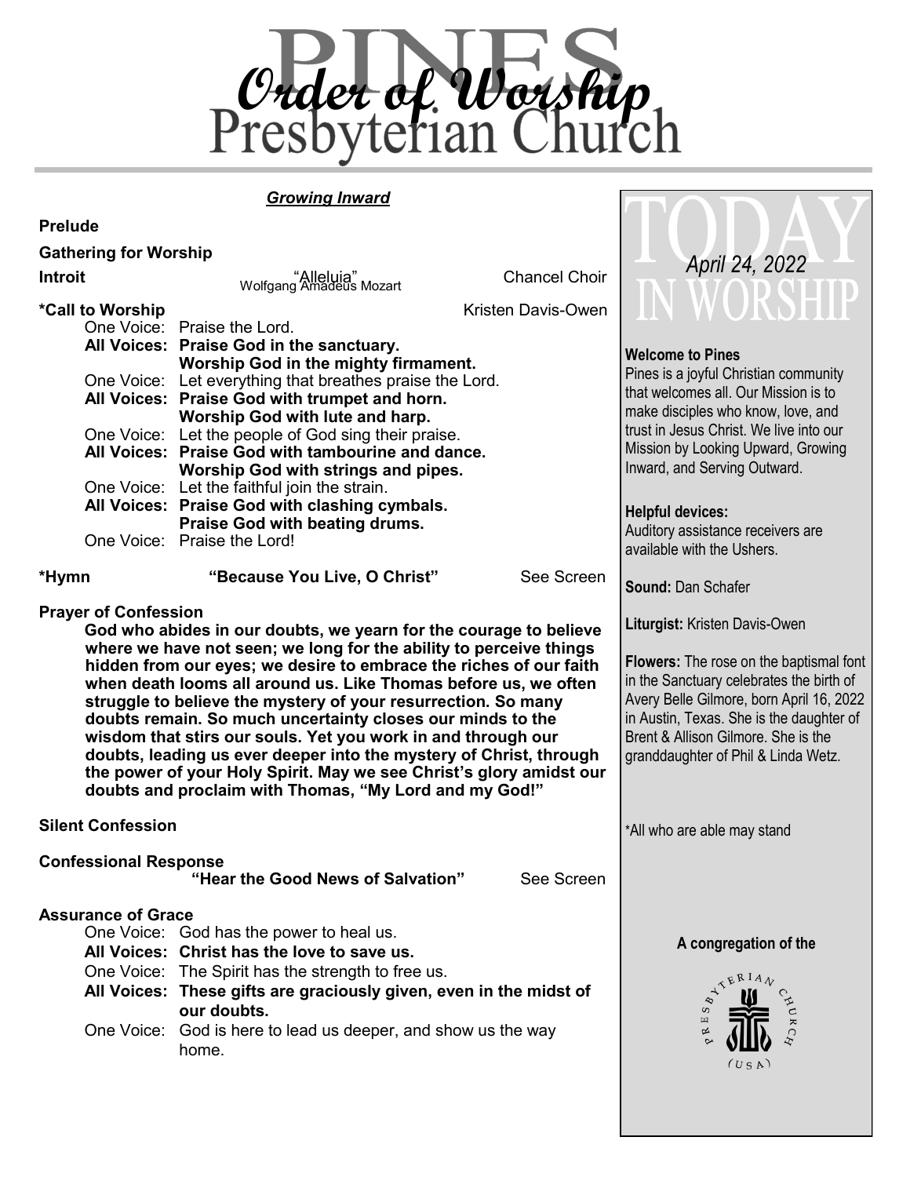# Order of Worship
# Pines Presbyterian Church

## *Growing Inward*

**Prelude**

**Gathering for Worship**

**Introit** — "Alleluia" Wolfgang Amadeus Mozart — Chancel Choir

**\*Call to Worship** — Kristen Davis-Owen

One Voice: Praise the Lord.
**All Voices: Praise God in the sanctuary.**
**Worship God in the mighty firmament.**
One Voice: Let everything that breathes praise the Lord.
**All Voices: Praise God with trumpet and horn.**
**Worship God with lute and harp.**
One Voice: Let the people of God sing their praise.
**All Voices: Praise God with tambourine and dance.**
**Worship God with strings and pipes.**
One Voice: Let the faithful join the strain.
**All Voices: Praise God with clashing cymbals.**
**Praise God with beating drums.**
One Voice: Praise the Lord!

**\*Hymn** — **"Because You Live, O Christ"** — See Screen

**Prayer of Confession**

**God who abides in our doubts, we yearn for the courage to believe where we have not seen; we long for the ability to perceive things hidden from our eyes; we desire to embrace the riches of our faith when death looms all around us. Like Thomas before us, we often struggle to believe the mystery of your resurrection. So many doubts remain. So much uncertainty closes our minds to the wisdom that stirs our souls. Yet you work in and through our doubts, leading us ever deeper into the mystery of Christ, through the power of your Holy Spirit. May we see Christ's glory amidst our doubts and proclaim with Thomas, "My Lord and my God!"**

**Silent Confession**

**Confessional Response**
**"Hear the Good News of Salvation"** — See Screen

**Assurance of Grace**

One Voice: God has the power to heal us.
**All Voices: Christ has the love to save us.**
One Voice: The Spirit has the strength to free us.
**All Voices: These gifts are graciously given, even in the midst of our doubts.**
One Voice: God is here to lead us deeper, and show us the way home.

## TODAY IN WORSHIP

*April 24, 2022*

**Welcome to Pines**
Pines is a joyful Christian community that welcomes all. Our Mission is to make disciples who know, love, and trust in Jesus Christ. We live into our Mission by Looking Upward, Growing Inward, and Serving Outward.

**Helpful devices:**
Auditory assistance receivers are available with the Ushers.

**Sound:** Dan Schafer

**Liturgist:** Kristen Davis-Owen

**Flowers:** The rose on the baptismal font in the Sanctuary celebrates the birth of Avery Belle Gilmore, born April 16, 2022 in Austin, Texas. She is the daughter of Brent & Allison Gilmore. She is the granddaughter of Phil & Linda Wetz.

\*All who are able may stand

**A congregation of the**

Presbyterian Church (USA)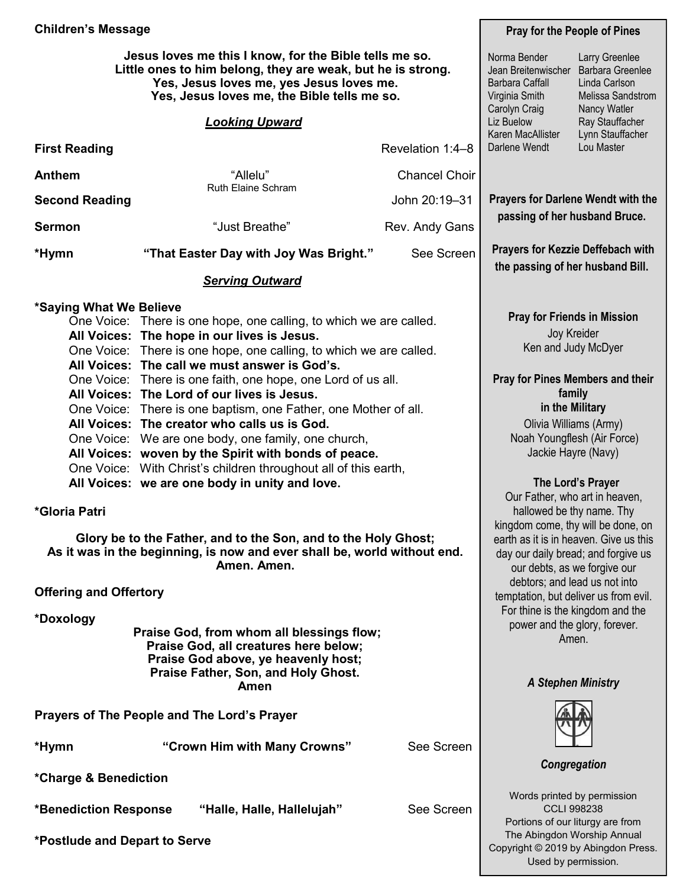**Children's Message**

**Jesus loves me this I know, for the Bible tells me so.**
**Little ones to him belong, they are weak, but he is strong.**
**Yes, Jesus loves me, yes Jesus loves me.**
**Yes, Jesus loves me, the Bible tells me so.**

***Looking Upward***

**First Reading** — Revelation 1:4–8

**Anthem** — "Allelu" Ruth Elaine Schram — Chancel Choir

**Second Reading** — John 20:19–31

**Sermon** — "Just Breathe" — Rev. Andy Gans

**\*Hymn** — **"That Easter Day with Joy Was Bright."** — See Screen

***Serving Outward***

**\*Saying What We Believe**

One Voice: There is one hope, one calling, to which we are called.
**All Voices: The hope in our lives is Jesus.**
One Voice: There is one hope, one calling, to which we are called.
**All Voices: The call we must answer is God's.**
One Voice: There is one faith, one hope, one Lord of us all.
**All Voices: The Lord of our lives is Jesus.**
One Voice: There is one baptism, one Father, one Mother of all.
**All Voices: The creator who calls us is God.**
One Voice: We are one body, one family, one church,
**All Voices: woven by the Spirit with bonds of peace.**
One Voice: With Christ's children throughout all of this earth,
**All Voices: we are one body in unity and love.**

**\*Gloria Patri**

**Glory be to the Father, and to the Son, and to the Holy Ghost;**
**As it was in the beginning, is now and ever shall be, world without end.**
**Amen. Amen.**

**Offering and Offertory**

**\*Doxology**

**Praise God, from whom all blessings flow;**
**Praise God, all creatures here below;**
**Praise God above, ye heavenly host;**
**Praise Father, Son, and Holy Ghost.**
**Amen**

**Prayers of The People and The Lord's Prayer**

**\*Hymn** — **"Crown Him with Many Crowns"** — See Screen

**\*Charge & Benediction**

**\*Benediction Response** — **"Halle, Halle, Hallelujah"** — See Screen

**\*Postlude and Depart to Serve**

---

**Pray for the People of Pines**

| | |
|---|---|
| Norma Bender | Larry Greenlee |
| Jean Breitenwischer | Barbara Greenlee |
| Barbara Caffall | Linda Carlson |
| Virginia Smith | Melissa Sandstrom |
| Carolyn Craig | Nancy Watler |
| Liz Buelow | Ray Stauffacher |
| Karen MacAllister | Lynn Stauffacher |
| Darlene Wendt | Lou Master |

**Prayers for Darlene Wendt with the passing of her husband Bruce.**

**Prayers for Kezzie Deffebach with the passing of her husband Bill.**

**Pray for Friends in Mission**

Joy Kreider
Ken and Judy McDyer

**Pray for Pines Members and their family in the Military**

Olivia Williams (Army)
Noah Youngflesh (Air Force)
Jackie Hayre (Navy)

**The Lord's Prayer**

Our Father, who art in heaven, hallowed be thy name. Thy kingdom come, thy will be done, on earth as it is in heaven. Give us this day our daily bread; and forgive us our debts, as we forgive our debtors; and lead us not into temptation, but deliver us from evil. For thine is the kingdom and the power and the glory, forever. Amen.

***A Stephen Ministry***

***Congregation***

Words printed by permission CCLI 998238
Portions of our liturgy are from The Abingdon Worship Annual Copyright © 2019 by Abingdon Press. Used by permission.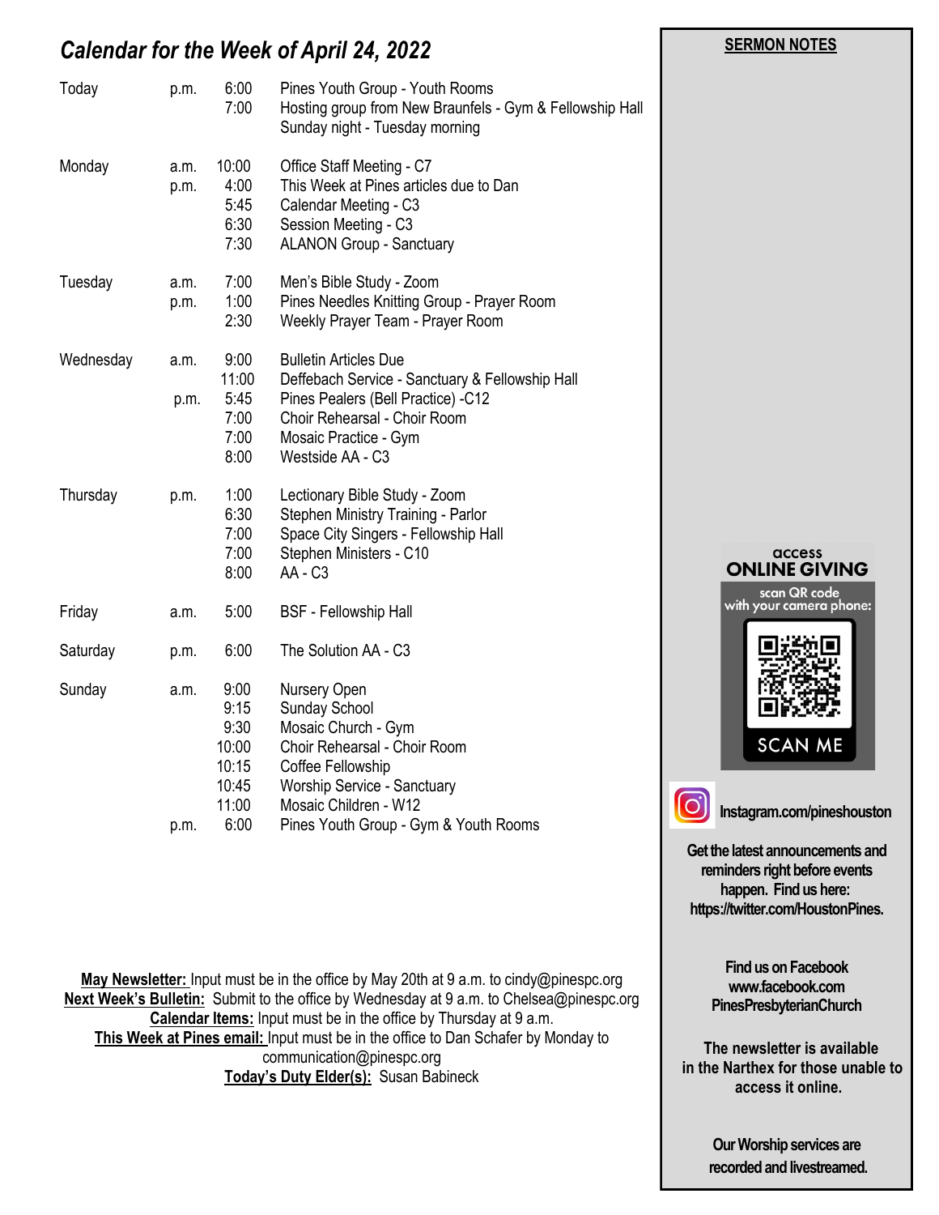## *Calendar for the Week of April 24, 2022*

| | | | |
|---|---|---|---|
| Today | p.m. | 6:00 | Pines Youth Group - Youth Rooms |
| | | 7:00 | Hosting group from New Braunfels - Gym & Fellowship Hall Sunday night - Tuesday morning |
| Monday | a.m. | 10:00 | Office Staff Meeting - C7 |
| | p.m. | 4:00 | This Week at Pines articles due to Dan |
| | | 5:45 | Calendar Meeting - C3 |
| | | 6:30 | Session Meeting - C3 |
| | | 7:30 | ALANON Group - Sanctuary |
| Tuesday | a.m. | 7:00 | Men's Bible Study - Zoom |
| | p.m. | 1:00 | Pines Needles Knitting Group - Prayer Room |
| | | 2:30 | Weekly Prayer Team - Prayer Room |
| Wednesday | a.m. | 9:00 | Bulletin Articles Due |
| | | 11:00 | Deffebach Service - Sanctuary & Fellowship Hall |
| | p.m. | 5:45 | Pines Pealers (Bell Practice) -C12 |
| | | 7:00 | Choir Rehearsal - Choir Room |
| | | 7:00 | Mosaic Practice - Gym |
| | | 8:00 | Westside AA - C3 |
| Thursday | p.m. | 1:00 | Lectionary Bible Study - Zoom |
| | | 6:30 | Stephen Ministry Training - Parlor |
| | | 7:00 | Space City Singers - Fellowship Hall |
| | | 7:00 | Stephen Ministers - C10 |
| | | 8:00 | AA - C3 |
| Friday | a.m. | 5:00 | BSF - Fellowship Hall |
| Saturday | p.m. | 6:00 | The Solution AA - C3 |
| Sunday | a.m. | 9:00 | Nursery Open |
| | | 9:15 | Sunday School |
| | | 9:30 | Mosaic Church - Gym |
| | | 10:00 | Choir Rehearsal - Choir Room |
| | | 10:15 | Coffee Fellowship |
| | | 10:45 | Worship Service - Sanctuary |
| | | 11:00 | Mosaic Children - W12 |
| | p.m. | 6:00 | Pines Youth Group - Gym & Youth Rooms |

**May Newsletter:** Input must be in the office by May 20th at 9 a.m. to cindy@pinespc.org
**Next Week's Bulletin:** Submit to the office by Wednesday at 9 a.m. to Chelsea@pinespc.org
**Calendar Items:** Input must be in the office by Thursday at 9 a.m.
**This Week at Pines email:** Input must be in the office to Dan Schafer by Monday to communication@pinespc.org
**Today's Duty Elder(s):** Susan Babineck

**SERMON NOTES**

access
**ONLINE GIVING**
scan QR code with your camera phone:
SCAN ME

**Instagram.com/pineshouston**

**Get the latest announcements and reminders right before events happen. Find us here: https://twitter.com/HoustonPines.**

**Find us on Facebook www.facebook.com PinesPresbyterianChurch**

**The newsletter is available in the Narthex for those unable to access it online.**

**Our Worship services are recorded and livestreamed.**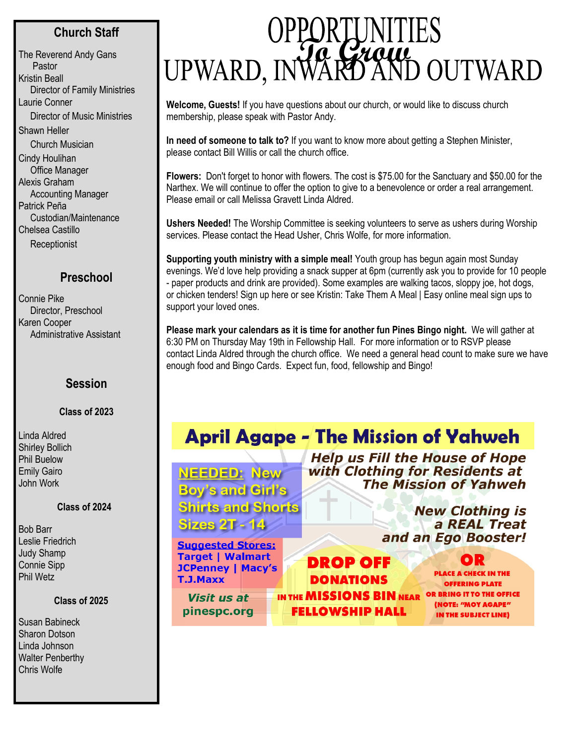## Church Staff

The Reverend Andy Gans
Pastor
Kristin Beall
Director of Family Ministries
Laurie Conner
Director of Music Ministries
Shawn Heller
Church Musician
Cindy Houlihan
Office Manager
Alexis Graham
Accounting Manager
Patrick Peña
Custodian/Maintenance
Chelsea Castillo
Receptionist

## Preschool

Connie Pike
Director, Preschool
Karen Cooper
Administrative Assistant

## Session

### Class of 2023

Linda Aldred
Shirley Bollich
Phil Buelow
Emily Gairo
John Work

### Class of 2024

Bob Barr
Leslie Friedrich
Judy Shamp
Connie Sipp
Phil Wetz

### Class of 2025

Susan Babineck
Sharon Dotson
Linda Johnson
Walter Penberthy
Chris Wolfe

# OPPORTUNITIES *To Grow* UPWARD, INWARD AND OUTWARD

**Welcome, Guests!** If you have questions about our church, or would like to discuss church membership, please speak with Pastor Andy.

**In need of someone to talk to?** If you want to know more about getting a Stephen Minister, please contact Bill Willis or call the church office.

**Flowers:** Don't forget to honor with flowers. The cost is $75.00 for the Sanctuary and $50.00 for the Narthex. We will continue to offer the option to give to a benevolence or order a real arrangement. Please email or call Melissa Gravett Linda Aldred.

**Ushers Needed!** The Worship Committee is seeking volunteers to serve as ushers during Worship services. Please contact the Head Usher, Chris Wolfe, for more information.

**Supporting youth ministry with a simple meal!** Youth group has begun again most Sunday evenings. We'd love help providing a snack supper at 6pm (currently ask you to provide for 10 people - paper products and drink are provided). Some examples are walking tacos, sloppy joe, hot dogs, or chicken tenders! Sign up here or see Kristin: Take Them A Meal | Easy online meal sign ups to support your loved ones.

**Please mark your calendars as it is time for another fun Pines Bingo night.** We will gather at 6:30 PM on Thursday May 19th in Fellowship Hall. For more information or to RSVP please contact Linda Aldred through the church office. We need a general head count to make sure we have enough food and Bingo Cards. Expect fun, food, fellowship and Bingo!

## April Agape - The Mission of Yahweh

***Help us Fill the House of Hope with Clothing for Residents at The Mission of Yahweh***

**NEEDED: New Boy's and Girl's Shirts and Shorts Sizes 2T - 14**

***New Clothing is a REAL Treat and an Ego Booster!***

**Suggested Stores:**
Target | Walmart
JCPenney | Macy's
T.J.Maxx

***Visit us at*** **pinespc.org**

**DROP OFF DONATIONS IN THE MISSIONS BIN NEAR FELLOWSHIP HALL**

**OR** PLACE A CHECK IN THE OFFERING PLATE OR BRING IT TO THE OFFICE (NOTE: "MOY AGAPE" IN THE SUBJECT LINE)